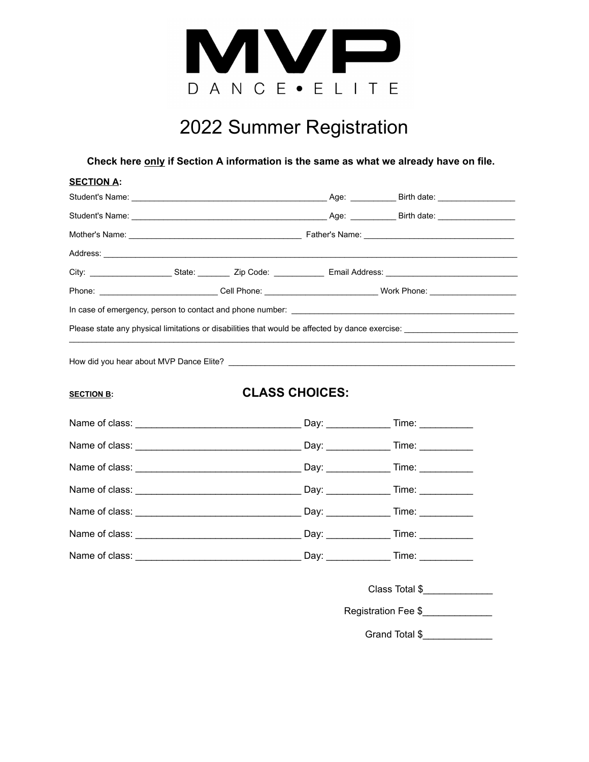# MVP

DANCE • ELITE

## 2022 Summer Registration

**Check here only if Section A information is the same as what we already have on file.**

**SECTION A:**

Student's Name: ______________________________ Age: __________ Birth date: ________________

Student's Name: ______________________________ Age: __________ Birth date: ________________

Mother's Name: ______________________________ Father's Name: ______________________________

Address: ____________________________________________________________________________

City: __________________ State: _______ Zip Code: ___________ Email Address: ______________________

Phone: ________________________ Cell Phone: ________________________ Work Phone: __________________

In case of emergency, person to contact and phone number: ______________________________________

Please state any physical limitations or disabilities that would be affected by dance exercise: ________________________
____________________________________________________________________________________

How did you hear about MVP Dance Elite? ____________________________________________________

**SECTION B:** **CLASS CHOICES:**

Name of class: ______________________________ Day: ____________ Time: __________

Name of class: ______________________________ Day: ____________ Time: __________

Name of class: ______________________________ Day: ____________ Time: __________

Name of class: ______________________________ Day: ____________ Time: __________

Name of class: ______________________________ Day: ____________ Time: __________

Name of class: ______________________________ Day: ____________ Time: __________

Name of class: ______________________________ Day: ____________ Time: __________

Class Total $_____________

Registration Fee $_____________

Grand Total $_____________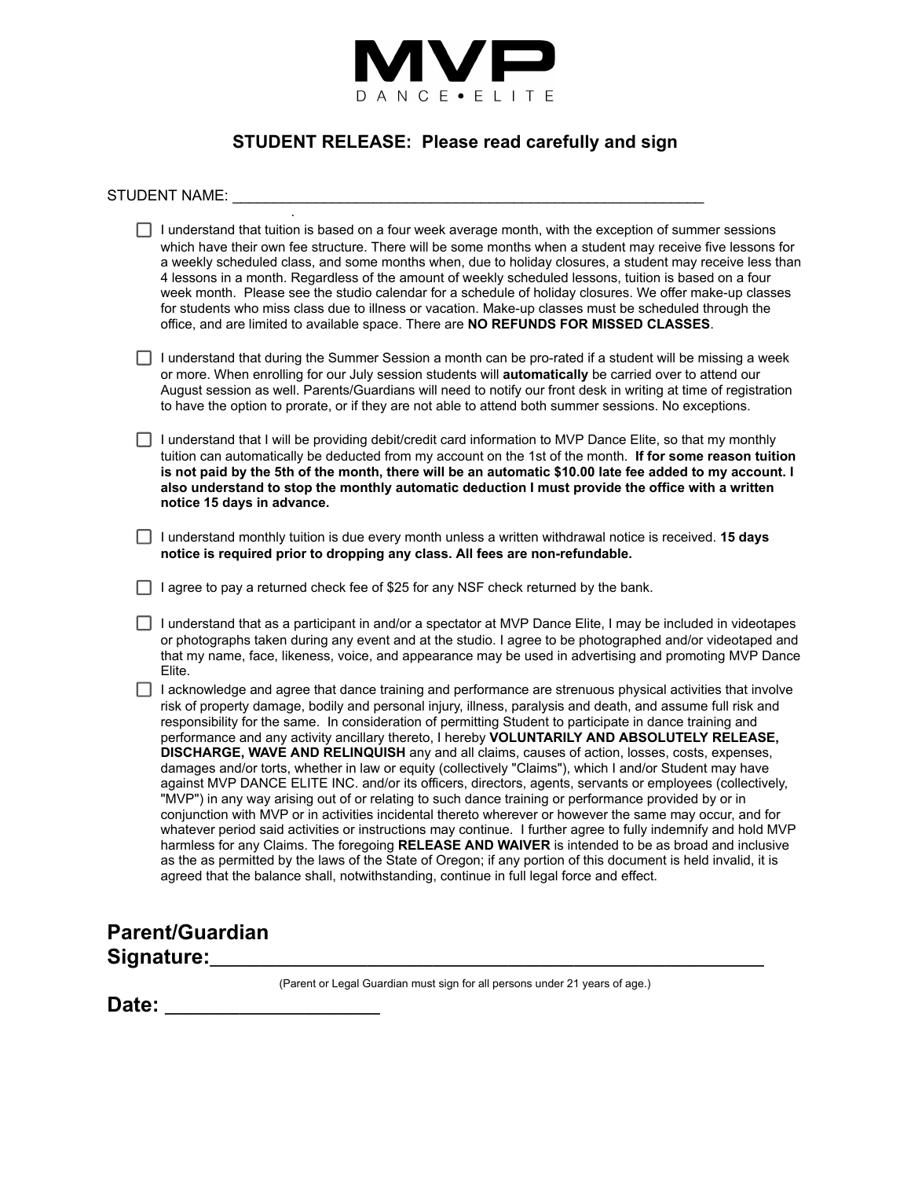MVP

DANCE • ELITE

## STUDENT RELEASE: Please read carefully and sign

STUDENT NAME: ___________________________________________________________

- [ ] I understand that tuition is based on a four week average month, with the exception of summer sessions which have their own fee structure. There will be some months when a student may receive five lessons for a weekly scheduled class, and some months when, due to holiday closures, a student may receive less than 4 lessons in a month. Regardless of the amount of weekly scheduled lessons, tuition is based on a four week month. Please see the studio calendar for a schedule of holiday closures. We offer make-up classes for students who miss class due to illness or vacation. Make-up classes must be scheduled through the office, and are limited to available space. There are **NO REFUNDS FOR MISSED CLASSES**.

- [ ] I understand that during the Summer Session a month can be pro-rated if a student will be missing a week or more. When enrolling for our July session students will **automatically** be carried over to attend our August session as well. Parents/Guardians will need to notify our front desk in writing at time of registration to have the option to prorate, or if they are not able to attend both summer sessions. No exceptions.

- [ ] I understand that I will be providing debit/credit card information to MVP Dance Elite, so that my monthly tuition can automatically be deducted from my account on the 1st of the month. **If for some reason tuition is not paid by the 5th of the month, there will be an automatic $10.00 late fee added to my account. I also understand to stop the monthly automatic deduction I must provide the office with a written notice 15 days in advance.**

- [ ] I understand monthly tuition is due every month unless a written withdrawal notice is received. **15 days notice is required prior to dropping any class. All fees are non-refundable.**

- [ ] I agree to pay a returned check fee of $25 for any NSF check returned by the bank.

- [ ] I understand that as a participant in and/or a spectator at MVP Dance Elite, I may be included in videotapes or photographs taken during any event and at the studio. I agree to be photographed and/or videotaped and that my name, face, likeness, voice, and appearance may be used in advertising and promoting MVP Dance Elite.

- [ ] I acknowledge and agree that dance training and performance are strenuous physical activities that involve risk of property damage, bodily and personal injury, illness, paralysis and death, and assume full risk and responsibility for the same. In consideration of permitting Student to participate in dance training and performance and any activity ancillary thereto, I hereby **VOLUNTARILY AND ABSOLUTELY RELEASE, DISCHARGE, WAVE AND RELINQUISH** any and all claims, causes of action, losses, costs, expenses, damages and/or torts, whether in law or equity (collectively "Claims"), which I and/or Student may have against MVP DANCE ELITE INC. and/or its officers, directors, agents, servants or employees (collectively, "MVP") in any way arising out of or relating to such dance training or performance provided by or in conjunction with MVP or in activities incidental thereto wherever or however the same may occur, and for whatever period said activities or instructions may continue. I further agree to fully indemnify and hold MVP harmless for any Claims. The foregoing **RELEASE AND WAIVER** is intended to be as broad and inclusive as the as permitted by the laws of the State of Oregon; if any portion of this document is held invalid, it is agreed that the balance shall, notwithstanding, continue in full legal force and effect.

**Parent/Guardian Signature:**_____________________________________________________

(Parent or Legal Guardian must sign for all persons under 21 years of age.)

**Date:** ____________________